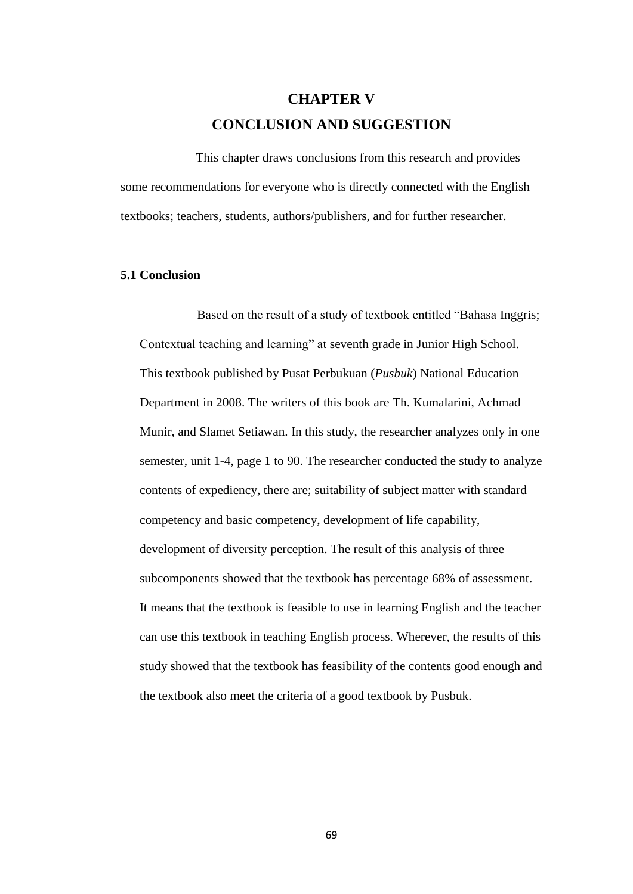# CHAPTER V

# CONCLUSION AND SUGGESTION

This chapter draws conclusions from this research and provides some recommendations for everyone who is directly connected with the English textbooks; teachers, students, authors/publishers, and for further researcher.

## 5.1 Conclusion

Based on the result of a study of textbook entitled "Bahasa Inggris; Contextual teaching and learning" at seventh grade in Junior High School. This textbook published by Pusat Perbukuan (*Pusbuk*) National Education Department in 2008. The writers of this book are Th. Kumalarini, Achmad Munir, and Slamet Setiawan. In this study, the researcher analyzes only in one semester, unit 1-4, page 1 to 90. The researcher conducted the study to analyze contents of expediency, there are; suitability of subject matter with standard competency and basic competency, development of life capability, development of diversity perception. The result of this analysis of three subcomponents showed that the textbook has percentage 68% of assessment. It means that the textbook is feasible to use in learning English and the teacher can use this textbook in teaching English process. Wherever, the results of this study showed that the textbook has feasibility of the contents good enough and the textbook also meet the criteria of a good textbook by Pusbuk.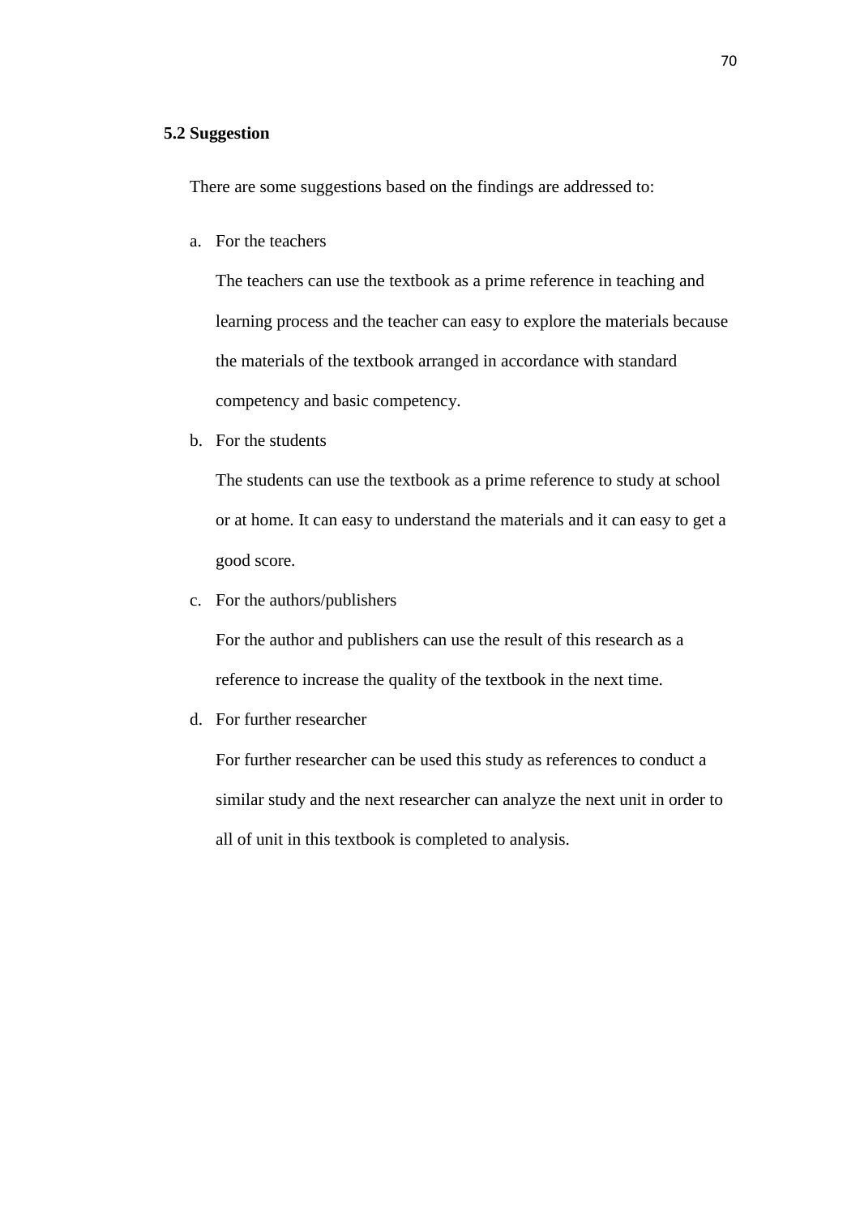### 5.2 Suggestion

There are some suggestions based on the findings are addressed to:

a. For the teachers

   The teachers can use the textbook as a prime reference in teaching and learning process and the teacher can easy to explore the materials because the materials of the textbook arranged in accordance with standard competency and basic competency.

b. For the students

   The students can use the textbook as a prime reference to study at school or at home. It can easy to understand the materials and it can easy to get a good score.

c. For the authors/publishers

   For the author and publishers can use the result of this research as a reference to increase the quality of the textbook in the next time.

d. For further researcher

   For further researcher can be used this study as references to conduct a similar study and the next researcher can analyze the next unit in order to all of unit in this textbook is completed to analysis.